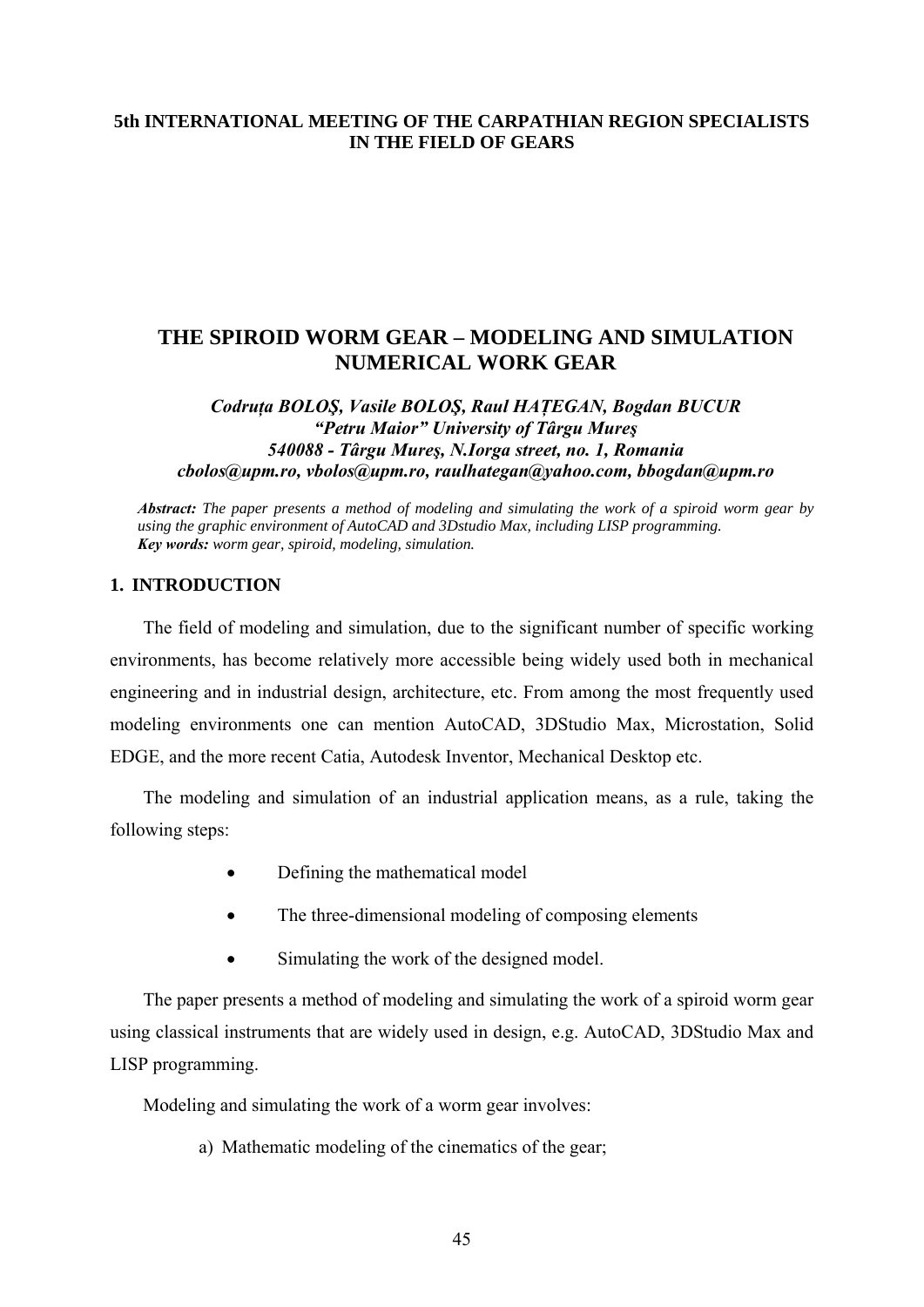**5th INTERNATIONAL MEETING OF THE CARPATHIAN REGION SPECIALISTS IN THE FIELD OF GEARS**

# THE SPIROID WORM GEAR – MODELING AND SIMULATION NUMERICAL WORK GEAR

***Codruța BOLOŞ, Vasile BOLOŞ, Raul HAȚEGAN, Bogdan BUCUR***
***"Petru Maior" University of Târgu Mureş***
***540088 - Târgu Mureş, N.Iorga street, no. 1, Romania***
***cbolos@upm.ro, vbolos@upm.ro, raulhategan@yahoo.com, bbogdan@upm.ro***

***Abstract:*** *The paper presents a method of modeling and simulating the work of a spiroid worm gear by using the graphic environment of AutoCAD and 3Dstudio Max, including LISP programming.*
***Key words:*** *worm gear, spiroid, modeling, simulation.*

## 1. INTRODUCTION

The field of modeling and simulation, due to the significant number of specific working environments, has become relatively more accessible being widely used both in mechanical engineering and in industrial design, architecture, etc. From among the most frequently used modeling environments one can mention AutoCAD, 3DStudio Max, Microstation, Solid EDGE, and the more recent Catia, Autodesk Inventor, Mechanical Desktop etc.

The modeling and simulation of an industrial application means, as a rule, taking the following steps:

- Defining the mathematical model
- The three-dimensional modeling of composing elements
- Simulating the work of the designed model.

The paper presents a method of modeling and simulating the work of a spiroid worm gear using classical instruments that are widely used in design, e.g. AutoCAD, 3DStudio Max and LISP programming.

Modeling and simulating the work of a worm gear involves:

a) Mathematic modeling of the cinematics of the gear;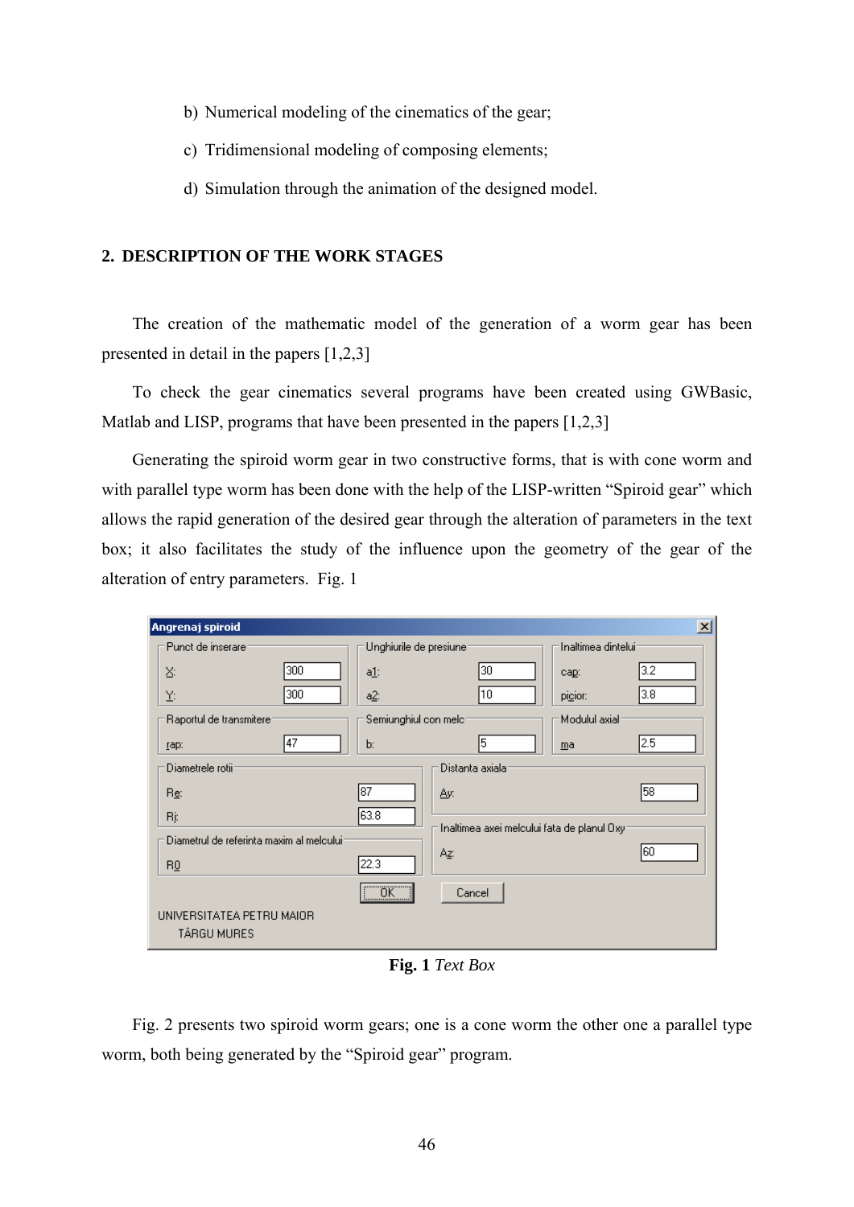b) Numerical modeling of the cinematics of the gear;

c) Tridimensional modeling of composing elements;

d) Simulation through the animation of the designed model.

## 2. DESCRIPTION OF THE WORK STAGES

The creation of the mathematic model of the generation of a worm gear has been presented in detail in the papers [1,2,3]

To check the gear cinematics several programs have been created using GWBasic, Matlab and LISP, programs that have been presented in the papers [1,2,3]

Generating the spiroid worm gear in two constructive forms, that is with cone worm and with parallel type worm has been done with the help of the LISP-written "Spiroid gear" which allows the rapid generation of the desired gear through the alteration of parameters in the text box; it also facilitates the study of the influence upon the geometry of the gear of the alteration of entry parameters. Fig. 1

**Fig. 1** *Text Box*

Fig. 2 presents two spiroid worm gears; one is a cone worm the other one a parallel type worm, both being generated by the "Spiroid gear" program.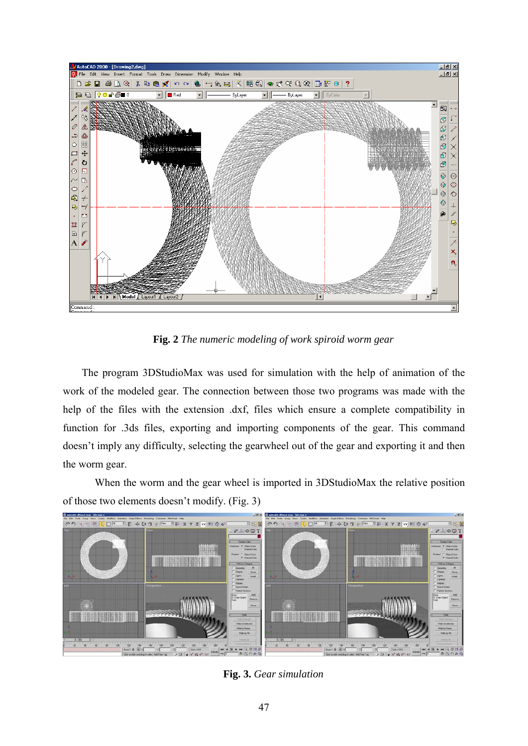**Fig. 2** *The numeric modeling of work spiroid worm gear*

The program 3DStudioMax was used for simulation with the help of animation of the work of the modeled gear. The connection between those two programs was made with the help of the files with the extension .dxf, files which ensure a complete compatibility in function for .3ds files, exporting and importing components of the gear. This command doesn't imply any difficulty, selecting the gearwheel out of the gear and exporting it and then the worm gear.

When the worm and the gear wheel is imported in 3DStudioMax the relative position of those two elements doesn't modify. (Fig. 3)

**Fig. 3.** *Gear simulation*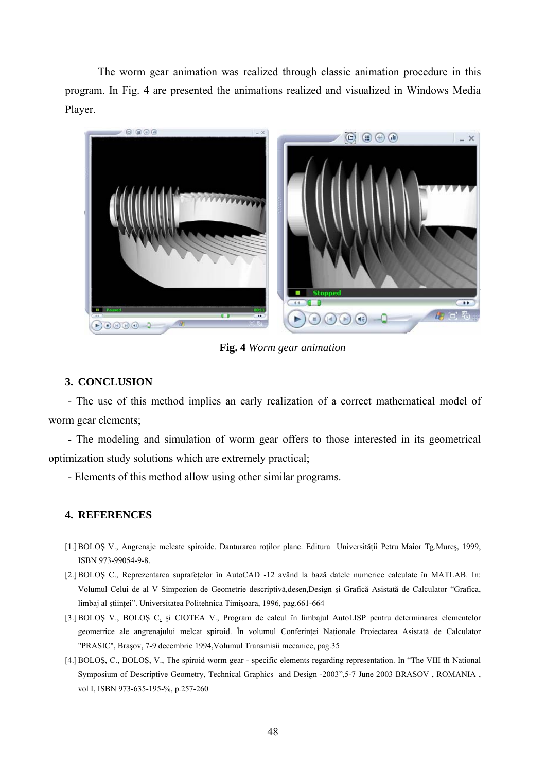The worm gear animation was realized through classic animation procedure in this program. In Fig. 4 are presented the animations realized and visualized in Windows Media Player.

**Fig. 4** *Worm gear animation*

## 3. CONCLUSION

- The use of this method implies an early realization of a correct mathematical model of worm gear elements;
- The modeling and simulation of worm gear offers to those interested in its geometrical optimization study solutions which are extremely practical;
- Elements of this method allow using other similar programs.

## 4. REFERENCES

[1.] BOLOŞ V., Angrenaje melcate spiroide. Danturarea roților plane. Editura Universității Petru Maior Tg.Mureş, 1999, ISBN 973-99054-9-8.

[2.] BOLOŞ C., Reprezentarea suprafețelor în AutoCAD -12 având la bază datele numerice calculate în MATLAB. In: Volumul Celui de al V Simpozion de Geometrie descriptivă,desen,Design şi Grafică Asistată de Calculator "Grafica, limbaj al ştiinței". Universitatea Politehnica Timişoara, 1996, pag.661-664

[3.] BOLOŞ V., BOLOŞ C. şi CIOTEA V., Program de calcul în limbajul AutoLISP pentru determinarea elementelor geometrice ale angrenajului melcat spiroid. În volumul Conferinței Naționale Proiectarea Asistată de Calculator "PRASIC", Braşov, 7-9 decembrie 1994,Volumul Transmisii mecanice, pag.35

[4.] BOLOŞ, C., BOLOŞ, V., The spiroid worm gear - specific elements regarding representation. In "The VIII th National Symposium of Descriptive Geometry, Technical Graphics and Design -2003",5-7 June 2003 BRASOV , ROMANIA , vol I, ISBN 973-635-195-%, p.257-260